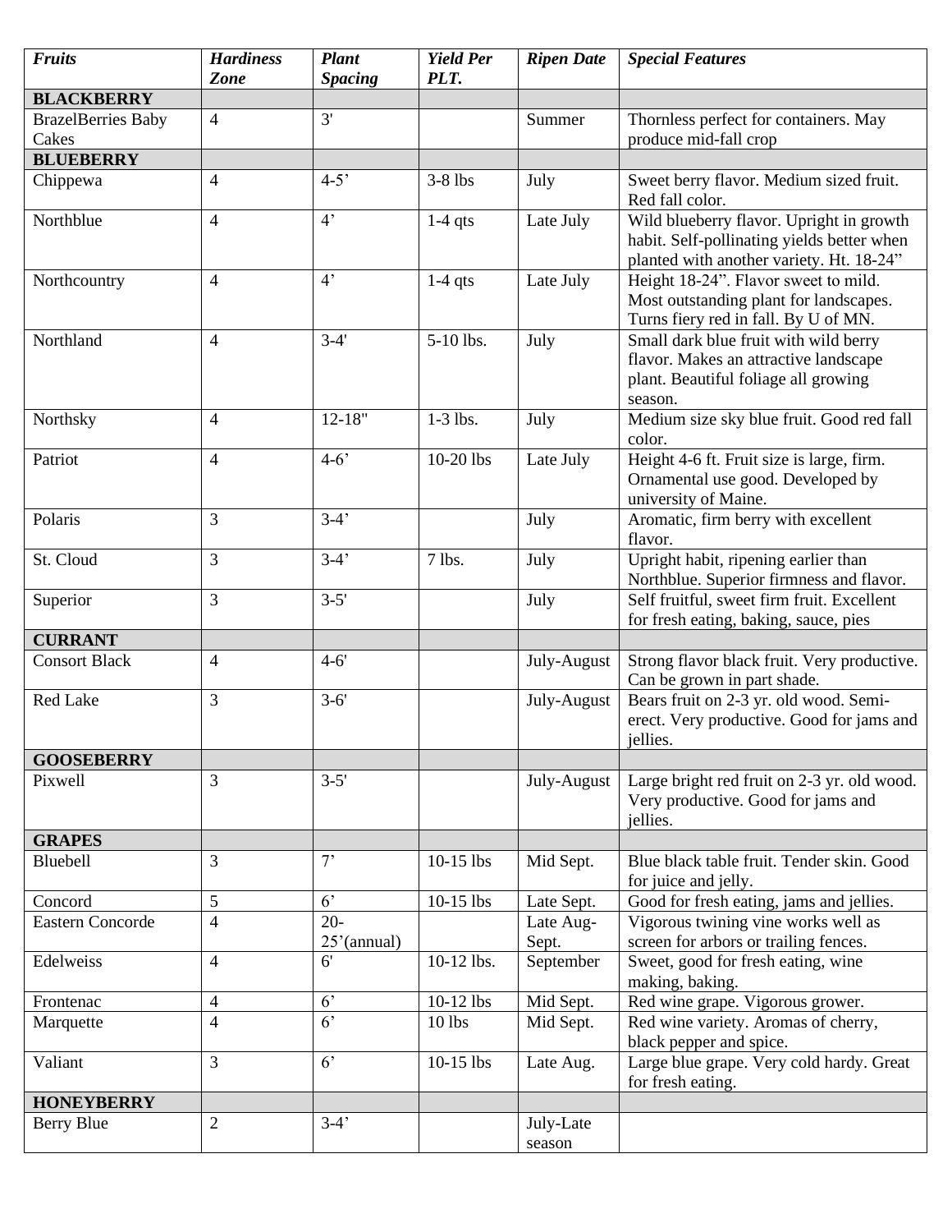| ***Fruits*** | ***Hardiness Zone*** | ***Plant Spacing*** | ***Yield Per PLT.*** | ***Ripen Date*** | ***Special Features*** |
|---|---|---|---|---|---|
| **BLACKBERRY** | | | | | |
| BrazelBerries Baby Cakes | 4 | 3' | | Summer | Thornless perfect for containers. May produce mid-fall crop |
| **BLUEBERRY** | | | | | |
| Chippewa | 4 | 4-5' | 3-8 lbs | July | Sweet berry flavor. Medium sized fruit. Red fall color. |
| Northblue | 4 | 4' | 1-4 qts | Late July | Wild blueberry flavor. Upright in growth habit. Self-pollinating yields better when planted with another variety. Ht. 18-24" |
| Northcountry | 4 | 4' | 1-4 qts | Late July | Height 18-24". Flavor sweet to mild. Most outstanding plant for landscapes. Turns fiery red in fall. By U of MN. |
| Northland | 4 | 3-4' | 5-10 lbs. | July | Small dark blue fruit with wild berry flavor. Makes an attractive landscape plant. Beautiful foliage all growing season. |
| Northsky | 4 | 12-18" | 1-3 lbs. | July | Medium size sky blue fruit. Good red fall color. |
| Patriot | 4 | 4-6' | 10-20 lbs | Late July | Height 4-6 ft. Fruit size is large, firm. Ornamental use good. Developed by university of Maine. |
| Polaris | 3 | 3-4' | | July | Aromatic, firm berry with excellent flavor. |
| St. Cloud | 3 | 3-4' | 7 lbs. | July | Upright habit, ripening earlier than Northblue. Superior firmness and flavor. |
| Superior | 3 | 3-5' | | July | Self fruitful, sweet firm fruit. Excellent for fresh eating, baking, sauce, pies |
| **CURRANT** | | | | | |
| Consort Black | 4 | 4-6' | | July-August | Strong flavor black fruit. Very productive. Can be grown in part shade. |
| Red Lake | 3 | 3-6' | | July-August | Bears fruit on 2-3 yr. old wood. Semi-erect. Very productive. Good for jams and jellies. |
| **GOOSEBERRY** | | | | | |
| Pixwell | 3 | 3-5' | | July-August | Large bright red fruit on 2-3 yr. old wood. Very productive. Good for jams and jellies. |
| **GRAPES** | | | | | |
| Bluebell | 3 | 7' | 10-15 lbs | Mid Sept. | Blue black table fruit. Tender skin. Good for juice and jelly. |
| Concord | 5 | 6' | 10-15 lbs | Late Sept. | Good for fresh eating, jams and jellies. |
| Eastern Concorde | 4 | 20-25'(annual) | | Late Aug-Sept. | Vigorous twining vine works well as screen for arbors or trailing fences. |
| Edelweiss | 4 | 6' | 10-12 lbs. | September | Sweet, good for fresh eating, wine making, baking. |
| Frontenac | 4 | 6' | 10-12 lbs | Mid Sept. | Red wine grape. Vigorous grower. |
| Marquette | 4 | 6' | 10 lbs | Mid Sept. | Red wine variety. Aromas of cherry, black pepper and spice. |
| Valiant | 3 | 6' | 10-15 lbs | Late Aug. | Large blue grape. Very cold hardy. Great for fresh eating. |
| **HONEYBERRY** | | | | | |
| Berry Blue | 2 | 3-4' | | July-Late season | |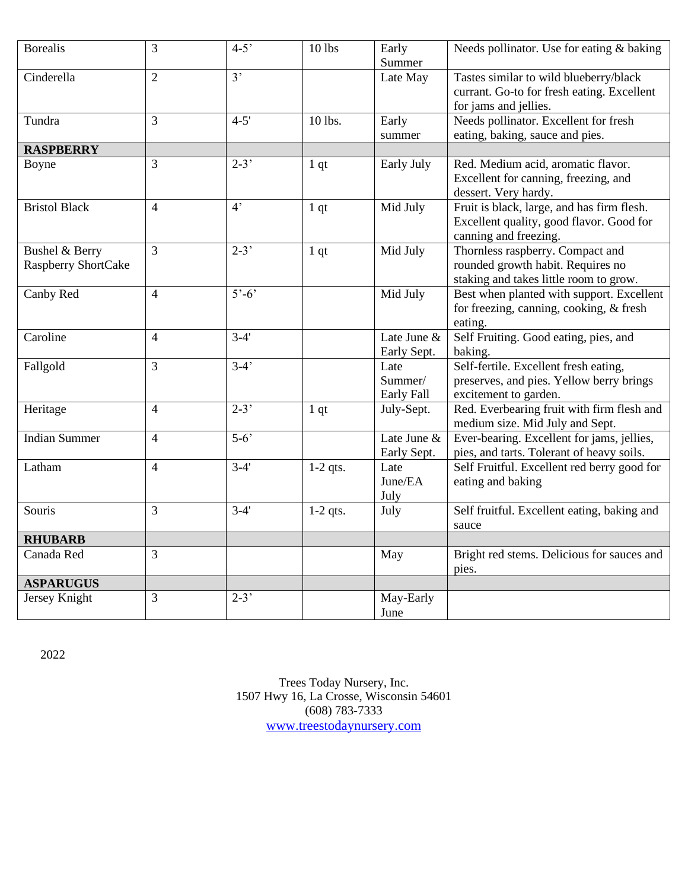| | | | | | |
|---|---|---|---|---|---|
| Borealis | 3 | 4-5' | 10 lbs | Early Summer | Needs pollinator. Use for eating & baking |
| Cinderella | 2 | 3' | | Late May | Tastes similar to wild blueberry/black currant. Go-to for fresh eating. Excellent for jams and jellies. |
| Tundra | 3 | 4-5' | 10 lbs. | Early summer | Needs pollinator. Excellent for fresh eating, baking, sauce and pies. |
| **RASPBERRY** | | | | | |
| Boyne | 3 | 2-3' | 1 qt | Early July | Red. Medium acid, aromatic flavor. Excellent for canning, freezing, and dessert. Very hardy. |
| Bristol Black | 4 | 4' | 1 qt | Mid July | Fruit is black, large, and has firm flesh. Excellent quality, good flavor. Good for canning and freezing. |
| Bushel & Berry Raspberry ShortCake | 3 | 2-3' | 1 qt | Mid July | Thornless raspberry. Compact and rounded growth habit. Requires no staking and takes little room to grow. |
| Canby Red | 4 | 5'-6' | | Mid July | Best when planted with support. Excellent for freezing, canning, cooking, & fresh eating. |
| Caroline | 4 | 3-4' | | Late June & Early Sept. | Self Fruiting. Good eating, pies, and baking. |
| Fallgold | 3 | 3-4' | | Late Summer/ Early Fall | Self-fertile. Excellent fresh eating, preserves, and pies. Yellow berry brings excitement to garden. |
| Heritage | 4 | 2-3' | 1 qt | July-Sept. | Red. Everbearing fruit with firm flesh and medium size. Mid July and Sept. |
| Indian Summer | 4 | 5-6' | | Late June & Early Sept. | Ever-bearing. Excellent for jams, jellies, pies, and tarts. Tolerant of heavy soils. |
| Latham | 4 | 3-4' | 1-2 qts. | Late June/EA July | Self Fruitful. Excellent red berry good for eating and baking |
| Souris | 3 | 3-4' | 1-2 qts. | July | Self fruitful. Excellent eating, baking and sauce |
| **RHUBARB** | | | | | |
| Canada Red | 3 | | | May | Bright red stems. Delicious for sauces and pies. |
| **ASPARUGUS** | | | | | |
| Jersey Knight | 3 | 2-3' | | May-Early June | |

2022

Trees Today Nursery, Inc.
1507 Hwy 16, La Crosse, Wisconsin 54601
(608) 783-7333
www.treestodaynursery.com